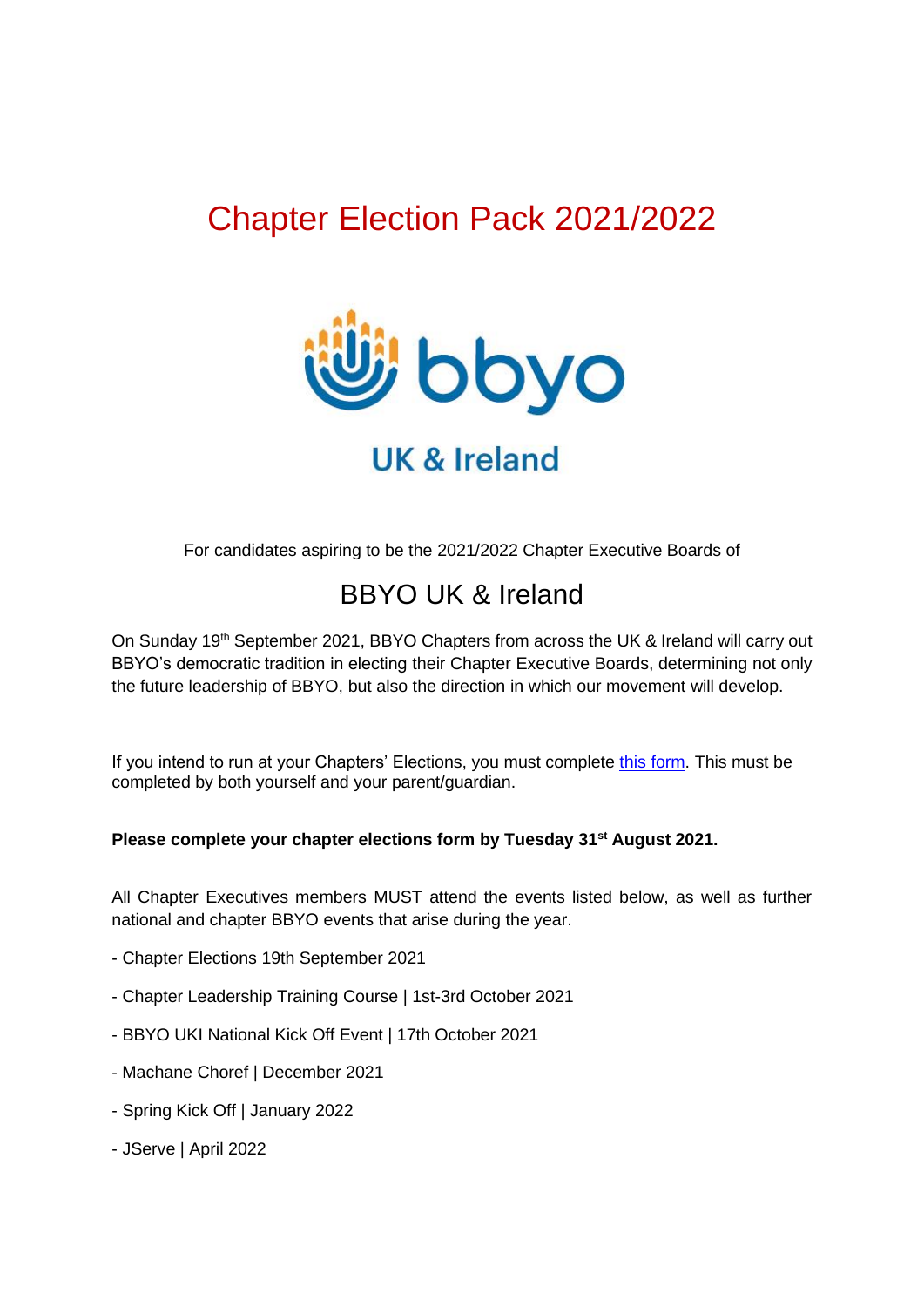# Chapter Election Pack 2021/2022

bbyo

UK & Ireland

For candidates aspiring to be the 2021/2022 Chapter Executive Boards of

## BBYO UK & Ireland

On Sunday 19th September 2021, BBYO Chapters from across the UK & Ireland will carry out BBYO's democratic tradition in electing their Chapter Executive Boards, determining not only the future leadership of BBYO, but also the direction in which our movement will develop.

If you intend to run at your Chapters' Elections, you must complete this form. This must be completed by both yourself and your parent/guardian.

**Please complete your chapter elections form by Tuesday 31st August 2021.**

All Chapter Executives members MUST attend the events listed below, as well as further national and chapter BBYO events that arise during the year.

- Chapter Elections 19th September 2021
- Chapter Leadership Training Course | 1st-3rd October 2021
- BBYO UKI National Kick Off Event | 17th October 2021
- Machane Choref | December 2021
- Spring Kick Off | January 2022
- JServe | April 2022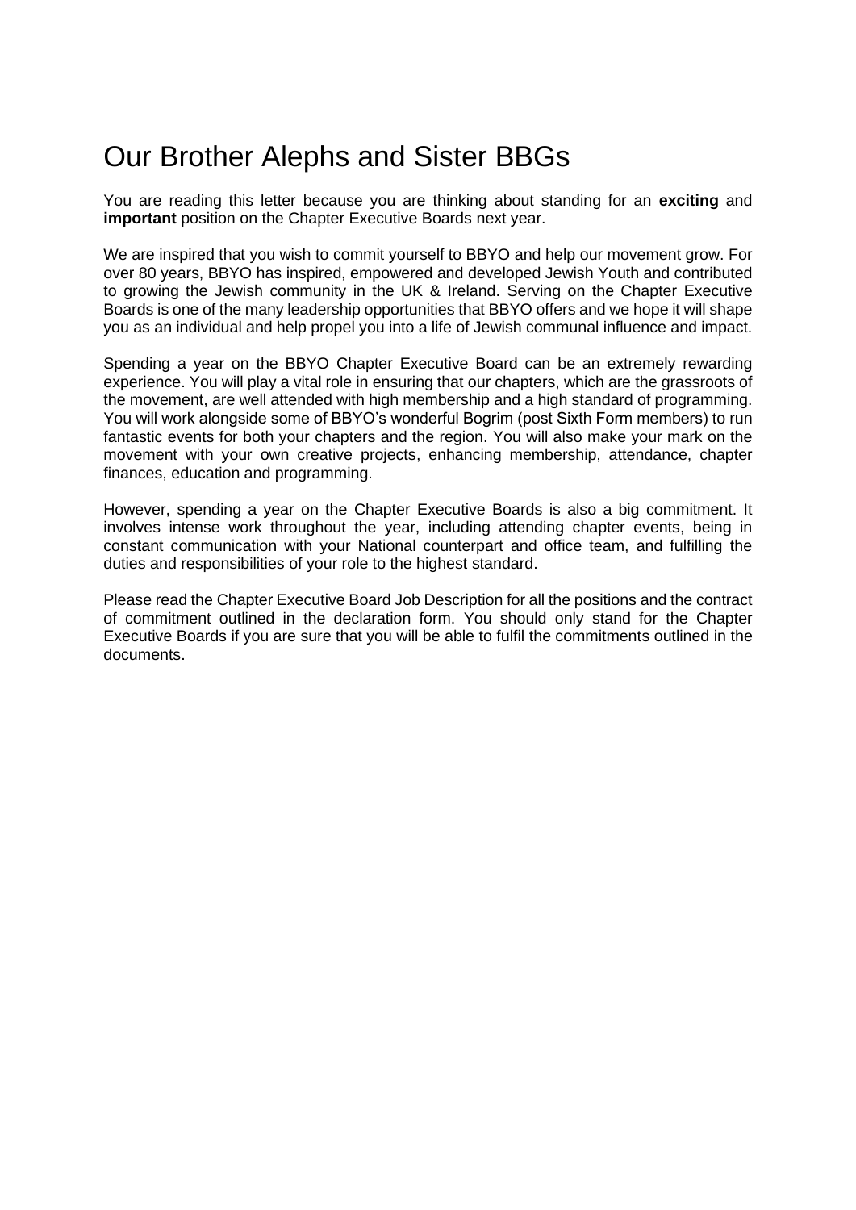# Our Brother Alephs and Sister BBGs

You are reading this letter because you are thinking about standing for an **exciting** and **important** position on the Chapter Executive Boards next year.

We are inspired that you wish to commit yourself to BBYO and help our movement grow. For over 80 years, BBYO has inspired, empowered and developed Jewish Youth and contributed to growing the Jewish community in the UK & Ireland. Serving on the Chapter Executive Boards is one of the many leadership opportunities that BBYO offers and we hope it will shape you as an individual and help propel you into a life of Jewish communal influence and impact.

Spending a year on the BBYO Chapter Executive Board can be an extremely rewarding experience. You will play a vital role in ensuring that our chapters, which are the grassroots of the movement, are well attended with high membership and a high standard of programming. You will work alongside some of BBYO's wonderful Bogrim (post Sixth Form members) to run fantastic events for both your chapters and the region. You will also make your mark on the movement with your own creative projects, enhancing membership, attendance, chapter finances, education and programming.

However, spending a year on the Chapter Executive Boards is also a big commitment. It involves intense work throughout the year, including attending chapter events, being in constant communication with your National counterpart and office team, and fulfilling the duties and responsibilities of your role to the highest standard.

Please read the Chapter Executive Board Job Description for all the positions and the contract of commitment outlined in the declaration form. You should only stand for the Chapter Executive Boards if you are sure that you will be able to fulfil the commitments outlined in the documents.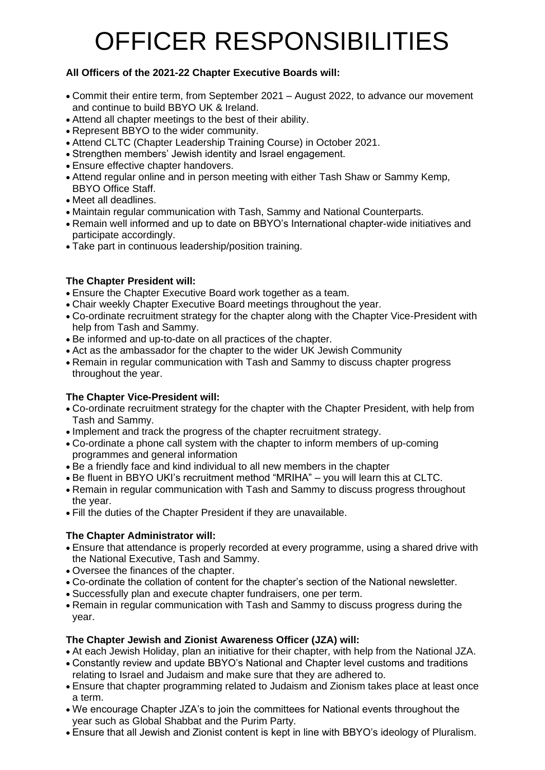# OFFICER RESPONSIBILITIES

**All Officers of the 2021-22 Chapter Executive Boards will:**

- Commit their entire term, from September 2021 – August 2022, to advance our movement and continue to build BBYO UK & Ireland.
- Attend all chapter meetings to the best of their ability.
- Represent BBYO to the wider community.
- Attend CLTC (Chapter Leadership Training Course) in October 2021.
- Strengthen members' Jewish identity and Israel engagement.
- Ensure effective chapter handovers.
- Attend regular online and in person meeting with either Tash Shaw or Sammy Kemp, BBYO Office Staff.
- Meet all deadlines.
- Maintain regular communication with Tash, Sammy and National Counterparts.
- Remain well informed and up to date on BBYO's International chapter-wide initiatives and participate accordingly.
- Take part in continuous leadership/position training.

**The Chapter President will:**

- Ensure the Chapter Executive Board work together as a team.
- Chair weekly Chapter Executive Board meetings throughout the year.
- Co-ordinate recruitment strategy for the chapter along with the Chapter Vice-President with help from Tash and Sammy.
- Be informed and up-to-date on all practices of the chapter.
- Act as the ambassador for the chapter to the wider UK Jewish Community
- Remain in regular communication with Tash and Sammy to discuss chapter progress throughout the year.

**The Chapter Vice-President will:**

- Co-ordinate recruitment strategy for the chapter with the Chapter President, with help from Tash and Sammy.
- Implement and track the progress of the chapter recruitment strategy.
- Co-ordinate a phone call system with the chapter to inform members of up-coming programmes and general information
- Be a friendly face and kind individual to all new members in the chapter
- Be fluent in BBYO UKI's recruitment method "MRIHA" – you will learn this at CLTC.
- Remain in regular communication with Tash and Sammy to discuss progress throughout the year.
- Fill the duties of the Chapter President if they are unavailable.

**The Chapter Administrator will:**

- Ensure that attendance is properly recorded at every programme, using a shared drive with the National Executive, Tash and Sammy.
- Oversee the finances of the chapter.
- Co-ordinate the collation of content for the chapter's section of the National newsletter.
- Successfully plan and execute chapter fundraisers, one per term.
- Remain in regular communication with Tash and Sammy to discuss progress during the year.

**The Chapter Jewish and Zionist Awareness Officer (JZA) will:**

- At each Jewish Holiday, plan an initiative for their chapter, with help from the National JZA.
- Constantly review and update BBYO's National and Chapter level customs and traditions relating to Israel and Judaism and make sure that they are adhered to.
- Ensure that chapter programming related to Judaism and Zionism takes place at least once a term.
- We encourage Chapter JZA's to join the committees for National events throughout the year such as Global Shabbat and the Purim Party.
- Ensure that all Jewish and Zionist content is kept in line with BBYO's ideology of Pluralism.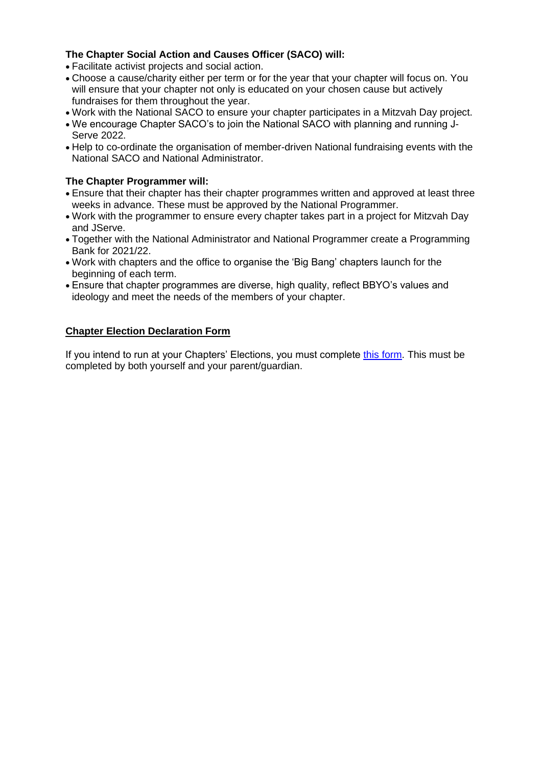**The Chapter Social Action and Causes Officer (SACO) will:**

- Facilitate activist projects and social action.
- Choose a cause/charity either per term or for the year that your chapter will focus on. You will ensure that your chapter not only is educated on your chosen cause but actively fundraises for them throughout the year.
- Work with the National SACO to ensure your chapter participates in a Mitzvah Day project.
- We encourage Chapter SACO's to join the National SACO with planning and running J-Serve 2022.
- Help to co-ordinate the organisation of member-driven National fundraising events with the National SACO and National Administrator.

**The Chapter Programmer will:**

- Ensure that their chapter has their chapter programmes written and approved at least three weeks in advance. These must be approved by the National Programmer.
- Work with the programmer to ensure every chapter takes part in a project for Mitzvah Day and JServe.
- Together with the National Administrator and National Programmer create a Programming Bank for 2021/22.
- Work with chapters and the office to organise the 'Big Bang' chapters launch for the beginning of each term.
- Ensure that chapter programmes are diverse, high quality, reflect BBYO's values and ideology and meet the needs of the members of your chapter.

**Chapter Election Declaration Form**

If you intend to run at your Chapters' Elections, you must complete this form. This must be completed by both yourself and your parent/guardian.